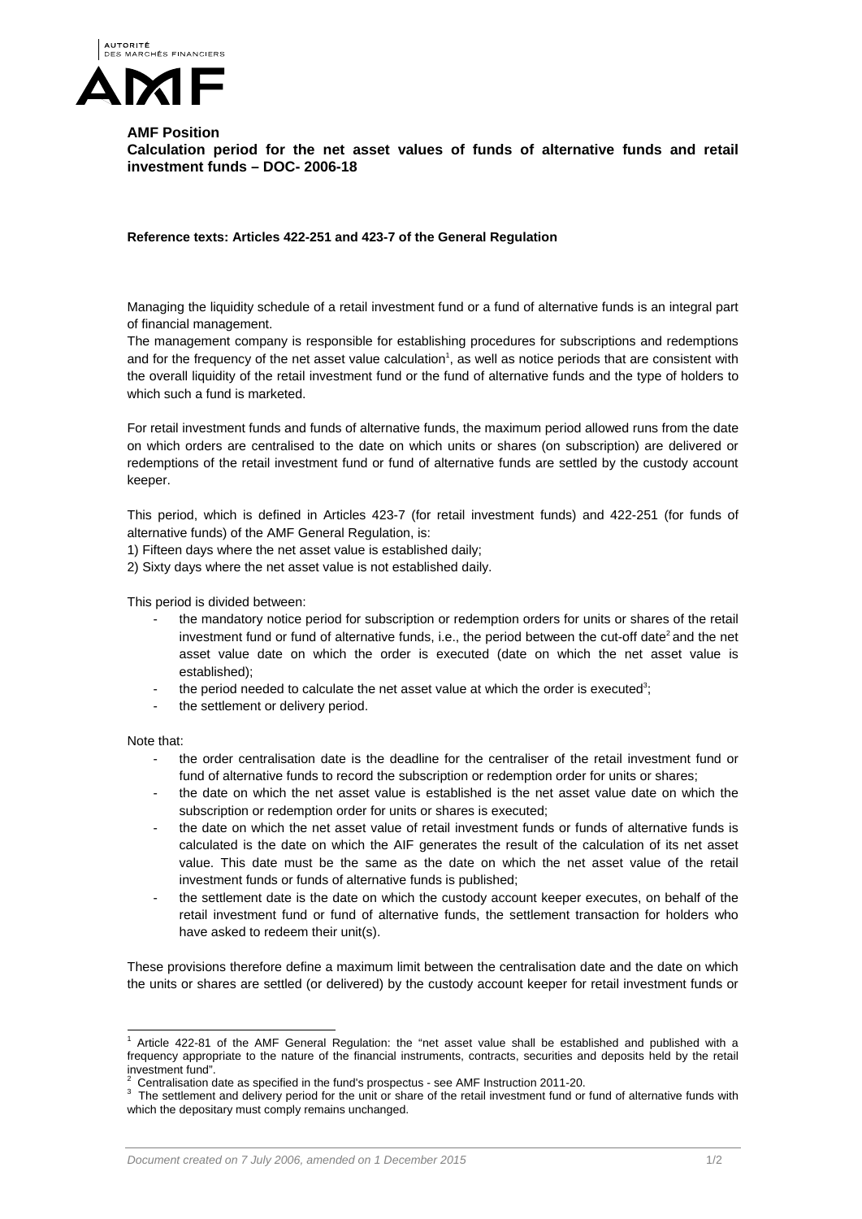**AMF Position**

**Calculation period for the net asset values of funds of alternative funds and retail investment funds – DOC- 2006-18**

**Reference texts: Articles 422-251 and 423-7 of the General Regulation**

Managing the liquidity schedule of a retail investment fund or a fund of alternative funds is an integral part of financial management.

The management company is responsible for establishing procedures for subscriptions and redemptions and for the frequency of the net asset value calculation[1], as well as notice periods that are consistent with the overall liquidity of the retail investment fund or the fund of alternative funds and the type of holders to which such a fund is marketed.

For retail investment funds and funds of alternative funds, the maximum period allowed runs from the date on which orders are centralised to the date on which units or shares (on subscription) are delivered or redemptions of the retail investment fund or fund of alternative funds are settled by the custody account keeper.

This period, which is defined in Articles 423-7 (for retail investment funds) and 422-251 (for funds of alternative funds) of the AMF General Regulation, is:

1) Fifteen days where the net asset value is established daily;
2) Sixty days where the net asset value is not established daily.

This period is divided between:

- the mandatory notice period for subscription or redemption orders for units or shares of the retail investment fund or fund of alternative funds, i.e., the period between the cut-off date[2] and the net asset value date on which the order is executed (date on which the net asset value is established);
- the period needed to calculate the net asset value at which the order is executed[3];
- the settlement or delivery period.

Note that:

- the order centralisation date is the deadline for the centraliser of the retail investment fund or fund of alternative funds to record the subscription or redemption order for units or shares;
- the date on which the net asset value is established is the net asset value date on which the subscription or redemption order for units or shares is executed;
- the date on which the net asset value of retail investment funds or funds of alternative funds is calculated is the date on which the AIF generates the result of the calculation of its net asset value. This date must be the same as the date on which the net asset value of the retail investment funds or funds of alternative funds is published;
- the settlement date is the date on which the custody account keeper executes, on behalf of the retail investment fund or fund of alternative funds, the settlement transaction for holders who have asked to redeem their unit(s).

These provisions therefore define a maximum limit between the centralisation date and the date on which the units or shares are settled (or delivered) by the custody account keeper for retail investment funds or

---

[1] Article 422-81 of the AMF General Regulation: the "net asset value shall be established and published with a frequency appropriate to the nature of the financial instruments, contracts, securities and deposits held by the retail investment fund".

[2] Centralisation date as specified in the fund's prospectus - see AMF Instruction 2011-20.

[3] The settlement and delivery period for the unit or share of the retail investment fund or fund of alternative funds with which the depositary must comply remains unchanged.

*Document created on 7 July 2006, amended on 1 December 2015*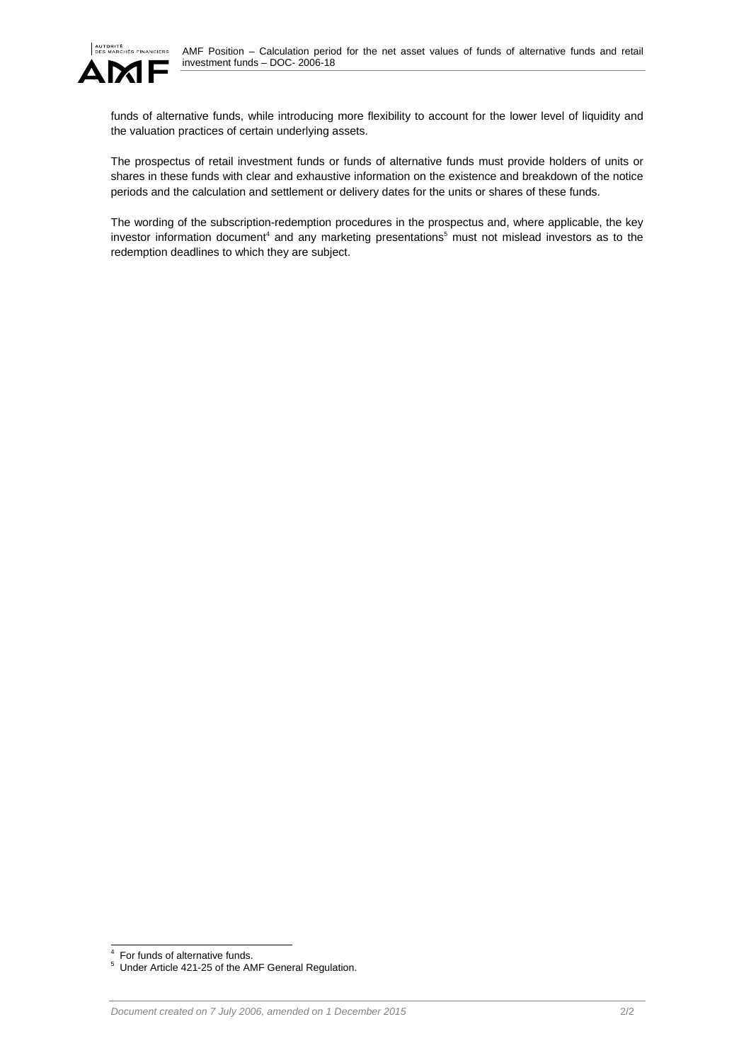funds of alternative funds, while introducing more flexibility to account for the lower level of liquidity and the valuation practices of certain underlying assets.

The prospectus of retail investment funds or funds of alternative funds must provide holders of units or shares in these funds with clear and exhaustive information on the existence and breakdown of the notice periods and the calculation and settlement or delivery dates for the units or shares of these funds.

The wording of the subscription-redemption procedures in the prospectus and, where applicable, the key investor information document[4] and any marketing presentations[5] must not mislead investors as to the redemption deadlines to which they are subject.

---

[4] For funds of alternative funds.

[5] Under Article 421-25 of the AMF General Regulation.

*Document created on 7 July 2006, amended on 1 December 2015*